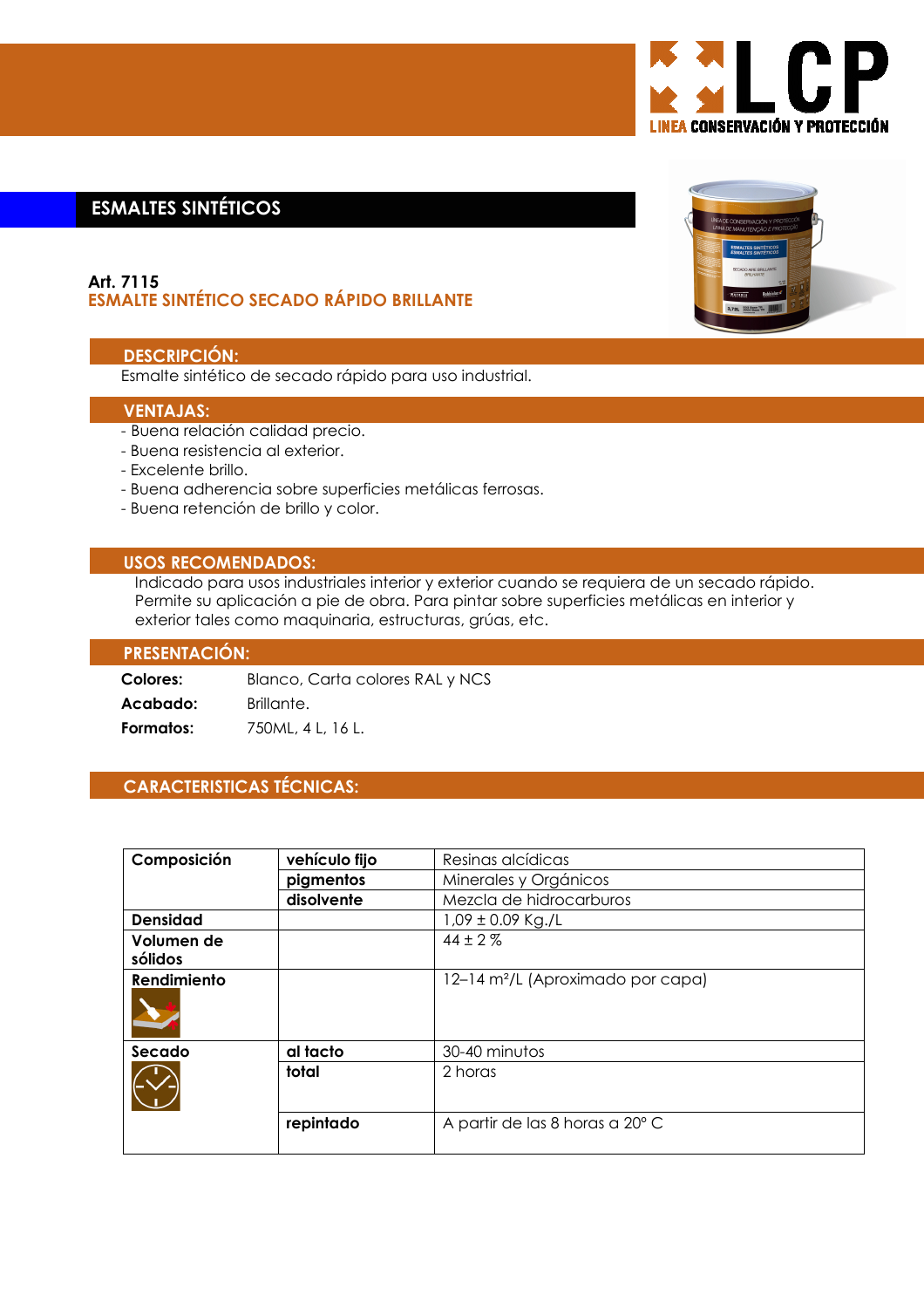LCP
LINEA CONSERVACIÓN Y PROTECCIÓN

## ESMALTES SINTÉTICOS

**Art. 7115**
**ESMALTE SINTÉTICO SECADO RÁPIDO BRILLANTE**

### DESCRIPCIÓN:

Esmalte sintético de secado rápido para uso industrial.

### VENTAJAS:

- Buena relación calidad precio.
- Buena resistencia al exterior.
- Excelente brillo.
- Buena adherencia sobre superficies metálicas ferrosas.
- Buena retención de brillo y color.

### USOS RECOMENDADOS:

Indicado para usos industriales interior y exterior cuando se requiera de un secado rápido. Permite su aplicación a pie de obra. Para pintar sobre superficies metálicas en interior y exterior tales como maquinaria, estructuras, grúas, etc.

### PRESENTACIÓN:

**Colores:** Blanco, Carta colores RAL y NCS
**Acabado:** Brillante.
**Formatos:** 750ML, 4 L, 16 L.

### CARACTERISTICAS TÉCNICAS:

| | | |
|---|---|---|
| **Composición** | **vehículo fijo** | Resinas alcídicas |
| | **pigmentos** | Minerales y Orgánicos |
| | **disolvente** | Mezcla de hidrocarburos |
| **Densidad** | | 1,09 ± 0.09 Kg./L |
| **Volumen de sólidos** | | 44 ± 2 % |
| **Rendimiento** | | 12–14 m²/L (Aproximado por capa) |
| **Secado** | **al tacto** | 30-40 minutos |
| | **total** | 2 horas |
| | **repintado** | A partir de las 8 horas a 20° C |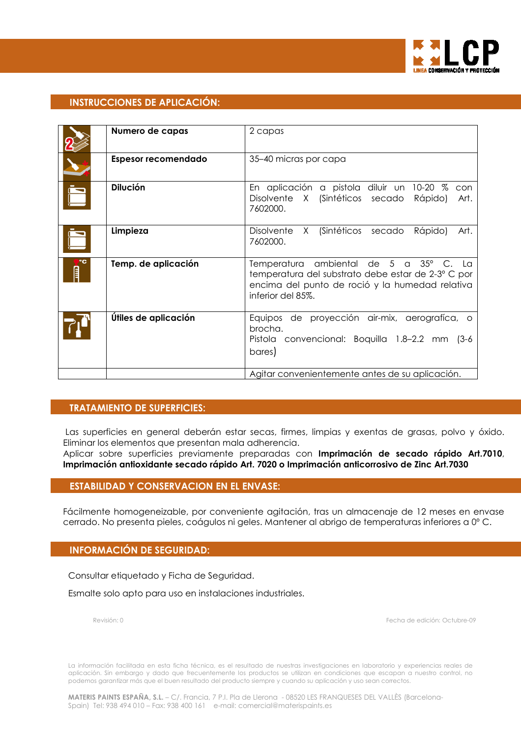## INSTRUCCIONES DE APLICACIÓN:

| | | |
|---|---|---|
| | **Numero de capas** | 2 capas |
| | **Espesor recomendado** | 35–40 micras por capa |
| | **Dilución** | En aplicación a pistola diluir un 10-20 % con Disolvente X (Sintéticos secado Rápido) Art. 7602000. |
| | **Limpieza** | Disolvente X (Sintéticos secado Rápido) Art. 7602000. |
| | **Temp. de aplicación** | Temperatura ambiental de 5 a 35° C. La temperatura del substrato debe estar de 2-3° C por encima del punto de roció y la humedad relativa inferior del 85%. |
| | **Útiles de aplicación** | Equipos de proyección air-mix, aerografica, o brocha. Pistola convencional: Boquilla 1.8–2.2 mm (3-6 bares) |
| | | Agitar convenientemente antes de su aplicación. |

## TRATAMIENTO DE SUPERFICIES:

Las superficies en general deberán estar secas, firmes, limpias y exentas de grasas, polvo y óxido. Eliminar los elementos que presentan mala adherencia.
Aplicar sobre superficies previamente preparadas con **Imprimación de secado rápido Art.7010**, **Imprimación antioxidante secado rápido Art. 7020 o Imprimación anticorrosivo de Zinc Art.7030**

## ESTABILIDAD Y CONSERVACION EN EL ENVASE:

Fácilmente homogeneizable, por conveniente agitación, tras un almacenaje de 12 meses en envase cerrado. No presenta pieles, coágulos ni geles. Mantener al abrigo de temperaturas inferiores a 0° C.

## INFORMACIÓN DE SEGURIDAD:

Consultar etiquetado y Ficha de Seguridad.

Esmalte solo apto para uso en instalaciones industriales.

Revisión: 0

Fecha de edición: Octubre-09

La información facilitada en esta ficha técnica, es el resultado de nuestras investigaciones en laboratorio y experiencias reales de aplicación. Sin embargo y dado que frecuentemente los productos se utilizan en condiciones que escapan a nuestro control, no podemos garantizar más que el buen resultado del producto siempre y cuando su aplicación y uso sean correctos.

**MATERIS PAINTS ESPAÑA, S.L.** – C/. Francia, 7 P.I. Pla de Llerona - 08520 LES FRANQUESES DEL VALLÈS (Barcelona-Spain) Tel: 938 494 010 – Fax: 938 400 161 e-mail: comercial@materispaints.es